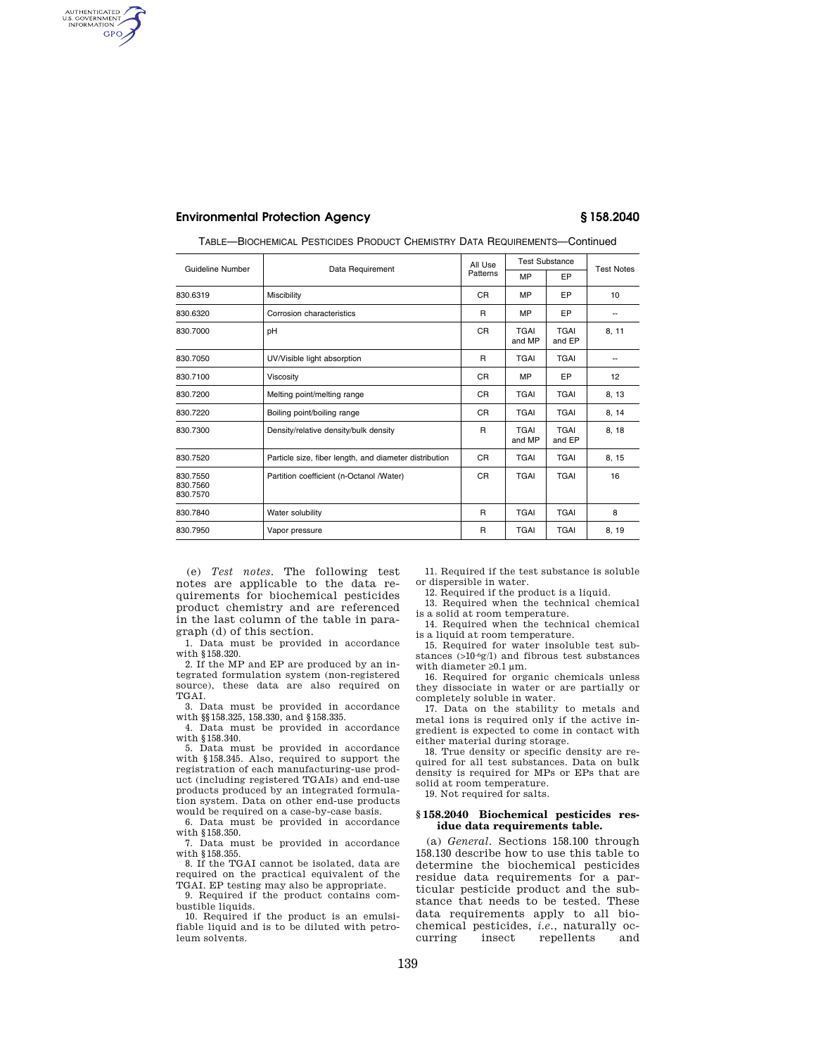TABLE—BIOCHEMICAL PESTICIDES PRODUCT CHEMISTRY DATA REQUIREMENTS—Continued

| Guideline Number | Data Requirement | All Use Patterns | Test Substance | | Test Notes |
|---|---|---|---|---|---|
| | | | MP | EP | |
| 830.6319 | Miscibility | CR | MP | EP | 10 |
| 830.6320 | Corrosion characteristics | R | MP | EP | -- |
| 830.7000 | pH | CR | TGAI and MP | TGAI and EP | 8, 11 |
| 830.7050 | UV/Visible light absorption | R | TGAI | TGAI | -- |
| 830.7100 | Viscosity | CR | MP | EP | 12 |
| 830.7200 | Melting point/melting range | CR | TGAI | TGAI | 8, 13 |
| 830.7220 | Boiling point/boiling range | CR | TGAI | TGAI | 8, 14 |
| 830.7300 | Density/relative density/bulk density | R | TGAI and MP | TGAI and EP | 8, 18 |
| 830.7520 | Particle size, fiber length, and diameter distribution | CR | TGAI | TGAI | 8, 15 |
| 830.7550 830.7560 830.7570 | Partition coefficient (n-Octanol /Water) | CR | TGAI | TGAI | 16 |
| 830.7840 | Water solubility | R | TGAI | TGAI | 8 |
| 830.7950 | Vapor pressure | R | TGAI | TGAI | 8, 19 |

(e) *Test notes*. The following test notes are applicable to the data requirements for biochemical pesticides product chemistry and are referenced in the last column of the table in paragraph (d) of this section.

1. Data must be provided in accordance with §158.320.
2. If the MP and EP are produced by an integrated formulation system (non-registered source), these data are also required on TGAI.
3. Data must be provided in accordance with §§158.325, 158.330, and §158.335.
4. Data must be provided in accordance with §158.340.
5. Data must be provided in accordance with §158.345. Also, required to support the registration of each manufacturing-use product (including registered TGAIs) and end-use products produced by an integrated formulation system. Data on other end-use products would be required on a case-by-case basis.
6. Data must be provided in accordance with §158.350.
7. Data must be provided in accordance with §158.355.
8. If the TGAI cannot be isolated, data are required on the practical equivalent of the TGAI. EP testing may also be appropriate.
9. Required if the product contains combustible liquids.
10. Required if the product is an emulsifiable liquid and is to be diluted with petroleum solvents.
11. Required if the test substance is soluble or dispersible in water.
12. Required if the product is a liquid.
13. Required when the technical chemical is a solid at room temperature.
14. Required when the technical chemical is a liquid at room temperature.
15. Required for water insoluble test substances ($>10^{-6}$g/l) and fibrous test substances with diameter ≥0.1 µm.
16. Required for organic chemicals unless they dissociate in water or are partially or completely soluble in water.
17. Data on the stability to metals and metal ions is required only if the active ingredient is expected to come in contact with either material during storage.
18. True density or specific density are required for all test substances. Data on bulk density is required for MPs or EPs that are solid at room temperature.
19. Not required for salts.

### §158.2040 Biochemical pesticides residue data requirements table.

(a) *General*. Sections 158.100 through 158.130 describe how to use this table to determine the biochemical pesticides residue data requirements for a particular pesticide product and the substance that needs to be tested. These data requirements apply to all biochemical pesticides, *i.e.*, naturally occurring insect repellents and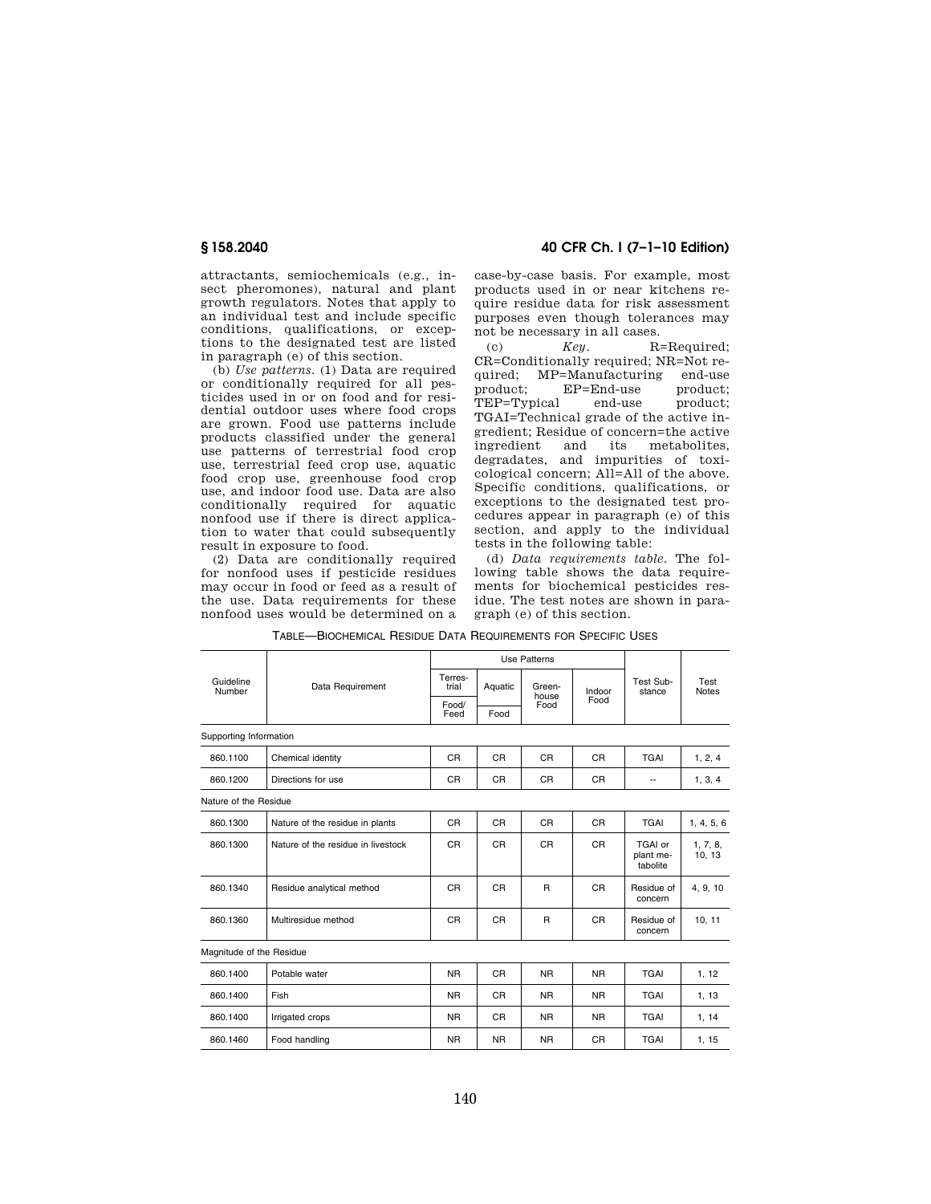attractants, semiochemicals (e.g., insect pheromones), natural and plant growth regulators. Notes that apply to an individual test and include specific conditions, qualifications, or exceptions to the designated test are listed in paragraph (e) of this section.

(b) *Use patterns*. (1) Data are required or conditionally required for all pesticides used in or on food and for residential outdoor uses where food crops are grown. Food use patterns include products classified under the general use patterns of terrestrial food crop use, terrestrial feed crop use, aquatic food crop use, greenhouse food crop use, and indoor food use. Data are also conditionally required for aquatic nonfood use if there is direct application to water that could subsequently result in exposure to food.

(2) Data are conditionally required for nonfood uses if pesticide residues may occur in food or feed as a result of the use. Data requirements for these nonfood uses would be determined on a case-by-case basis. For example, most products used in or near kitchens require residue data for risk assessment purposes even though tolerances may not be necessary in all cases.

(c) *Key*. R=Required; CR=Conditionally required; NR=Not required; MP=Manufacturing end-use product; EP=End-use product; TEP=Typical end-use product; TGAI=Technical grade of the active ingredient; Residue of concern=the active ingredient and its metabolites, degradates, and impurities of toxicological concern; All=All of the above. Specific conditions, qualifications, or exceptions to the designated test procedures appear in paragraph (e) of this section, and apply to the individual tests in the following table:

(d) *Data requirements table*. The following table shows the data requirements for biochemical pesticides residue. The test notes are shown in paragraph (e) of this section.

TABLE—BIOCHEMICAL RESIDUE DATA REQUIREMENTS FOR SPECIFIC USES

| Guideline Number | Data Requirement | Use Patterns | | | | Test Substance | Test Notes |
|---|---|---|---|---|---|---|---|
| | | Terrestrial | Aquatic | Greenhouse Food | Indoor Food | | |
| | | Food/ Feed | Food | | | | |
| **Supporting Information** | | | | | | | |
| 860.1100 | Chemical identity | CR | CR | CR | CR | TGAI | 1, 2, 4 |
| 860.1200 | Directions for use | CR | CR | CR | CR | -- | 1, 3, 4 |
| **Nature of the Residue** | | | | | | | |
| 860.1300 | Nature of the residue in plants | CR | CR | CR | CR | TGAI | 1, 4, 5, 6 |
| 860.1300 | Nature of the residue in livestock | CR | CR | CR | CR | TGAI or plant metabolite | 1, 7, 8, 10, 13 |
| 860.1340 | Residue analytical method | CR | CR | R | CR | Residue of concern | 4, 9, 10 |
| 860.1360 | Multiresidue method | CR | CR | R | CR | Residue of concern | 10, 11 |
| **Magnitude of the Residue** | | | | | | | |
| 860.1400 | Potable water | NR | CR | NR | NR | TGAI | 1, 12 |
| 860.1400 | Fish | NR | CR | NR | NR | TGAI | 1, 13 |
| 860.1400 | Irrigated crops | NR | CR | NR | NR | TGAI | 1, 14 |
| 860.1460 | Food handling | NR | NR | NR | CR | TGAI | 1, 15 |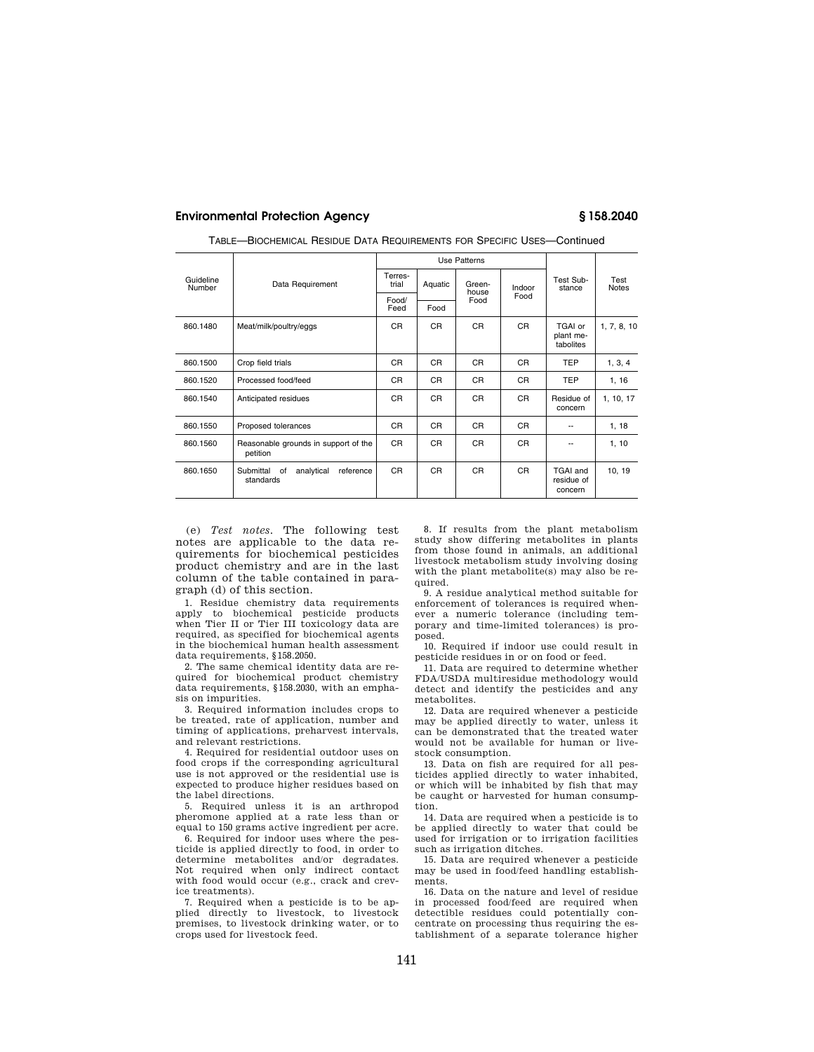TABLE—BIOCHEMICAL RESIDUE DATA REQUIREMENTS FOR SPECIFIC USES—Continued

| Guideline Number | Data Requirement | Use Patterns | | | | Test Substance | Test Notes |
|---|---|---|---|---|---|---|---|
| | | Terrestrial | Aquatic | Greenhouse Food | Indoor Food | | |
| | | Food/ Feed | Food | | | | |
| 860.1480 | Meat/milk/poultry/eggs | CR | CR | CR | CR | TGAI or plant metabolites | 1, 7, 8, 10 |
| 860.1500 | Crop field trials | CR | CR | CR | CR | TEP | 1, 3, 4 |
| 860.1520 | Processed food/feed | CR | CR | CR | CR | TEP | 1, 16 |
| 860.1540 | Anticipated residues | CR | CR | CR | CR | Residue of concern | 1, 10, 17 |
| 860.1550 | Proposed tolerances | CR | CR | CR | CR | -- | 1, 18 |
| 860.1560 | Reasonable grounds in support of the petition | CR | CR | CR | CR | -- | 1, 10 |
| 860.1650 | Submittal of analytical reference standards | CR | CR | CR | CR | TGAI and residue of concern | 10, 19 |

(e) *Test notes*. The following test notes are applicable to the data requirements for biochemical pesticides product chemistry and are in the last column of the table contained in paragraph (d) of this section.

1. Residue chemistry data requirements apply to biochemical pesticide products when Tier II or Tier III toxicology data are required, as specified for biochemical agents in the biochemical human health assessment data requirements, §158.2050.

2. The same chemical identity data are required for biochemical product chemistry data requirements, §158.2030, with an emphasis on impurities.

3. Required information includes crops to be treated, rate of application, number and timing of applications, preharvest intervals, and relevant restrictions.

4. Required for residential outdoor uses on food crops if the corresponding agricultural use is not approved or the residential use is expected to produce higher residues based on the label directions.

5. Required unless it is an arthropod pheromone applied at a rate less than or equal to 150 grams active ingredient per acre.

6. Required for indoor uses where the pesticide is applied directly to food, in order to determine metabolites and/or degradates. Not required when only indirect contact with food would occur (e.g., crack and crevice treatments).

7. Required when a pesticide is to be applied directly to livestock, to livestock premises, to livestock drinking water, or to crops used for livestock feed.

8. If results from the plant metabolism study show differing metabolites in plants from those found in animals, an additional livestock metabolism study involving dosing with the plant metabolite(s) may also be required.

9. A residue analytical method suitable for enforcement of tolerances is required whenever a numeric tolerance (including temporary and time-limited tolerances) is proposed.

10. Required if indoor use could result in pesticide residues in or on food or feed.

11. Data are required to determine whether FDA/USDA multiresidue methodology would detect and identify the pesticides and any metabolites.

12. Data are required whenever a pesticide may be applied directly to water, unless it can be demonstrated that the treated water would not be available for human or livestock consumption.

13. Data on fish are required for all pesticides applied directly to water inhabited, or which will be inhabited by fish that may be caught or harvested for human consumption.

14. Data are required when a pesticide is to be applied directly to water that could be used for irrigation or to irrigation facilities such as irrigation ditches.

15. Data are required whenever a pesticide may be used in food/feed handling establishments.

16. Data on the nature and level of residue in processed food/feed are required when detectible residues could potentially concentrate on processing thus requiring the establishment of a separate tolerance higher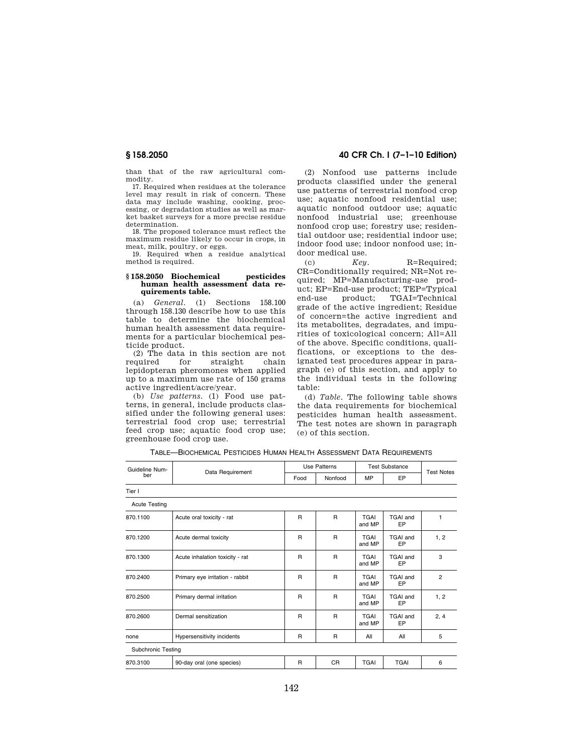than that of the raw agricultural commodity.

17. Required when residues at the tolerance level may result in risk of concern. These data may include washing, cooking, processing, or degradation studies as well as market basket surveys for a more precise residue determination.

18. The proposed tolerance must reflect the maximum residue likely to occur in crops, in meat, milk, poultry, or eggs.

19. Required when a residue analytical method is required.

### § 158.2050 Biochemical pesticides human health assessment data requirements table.

(a) *General.* (1) Sections 158.100 through 158.130 describe how to use this table to determine the biochemical human health assessment data requirements for a particular biochemical pesticide product.

(2) The data in this section are not required for straight chain lepidopteran pheromones when applied up to a maximum use rate of 150 grams active ingredient/acre/year.

(b) *Use patterns.* (1) Food use patterns, in general, include products classified under the following general uses: terrestrial food crop use; terrestrial feed crop use; aquatic food crop use; greenhouse food crop use.

(2) Nonfood use patterns include products classified under the general use patterns of terrestrial nonfood crop use; aquatic nonfood residential use; aquatic nonfood outdoor use; aquatic nonfood industrial use; greenhouse nonfood crop use; forestry use; residential outdoor use; residential indoor use; indoor food use; indoor nonfood use; indoor medical use.

(c) *Key.* R=Required; CR=Conditionally required; NR=Not required; MP=Manufacturing-use product; EP=End-use product; TEP=Typical end-use product; TGAI=Technical grade of the active ingredient; Residue of concern=the active ingredient and its metabolites, degradates, and impurities of toxicological concern; All=All of the above. Specific conditions, qualifications, or exceptions to the designated test procedures appear in paragraph (e) of this section, and apply to the individual tests in the following table:

(d) *Table.* The following table shows the data requirements for biochemical pesticides human health assessment. The test notes are shown in paragraph (e) of this section.

TABLE—BIOCHEMICAL PESTICIDES HUMAN HEALTH ASSESSMENT DATA REQUIREMENTS

| Guideline Number | Data Requirement | Use Patterns | | Test Substance | | Test Notes |
|---|---|---|---|---|---|---|
| | | Food | Nonfood | MP | EP | |
| Tier I | | | | | | |
| Acute Testing | | | | | | |
| 870.1100 | Acute oral toxicity - rat | R | R | TGAI and MP | TGAI and EP | 1 |
| 870.1200 | Acute dermal toxicity | R | R | TGAI and MP | TGAI and EP | 1, 2 |
| 870.1300 | Acute inhalation toxicity - rat | R | R | TGAI and MP | TGAI and EP | 3 |
| 870.2400 | Primary eye irritation - rabbit | R | R | TGAI and MP | TGAI and EP | 2 |
| 870.2500 | Primary dermal irritation | R | R | TGAI and MP | TGAI and EP | 1, 2 |
| 870.2600 | Dermal sensitization | R | R | TGAI and MP | TGAI and EP | 2, 4 |
| none | Hypersensitivity incidents | R | R | All | All | 5 |
| Subchronic Testing | | | | | | |
| 870.3100 | 90-day oral (one species) | R | CR | TGAI | TGAI | 6 |